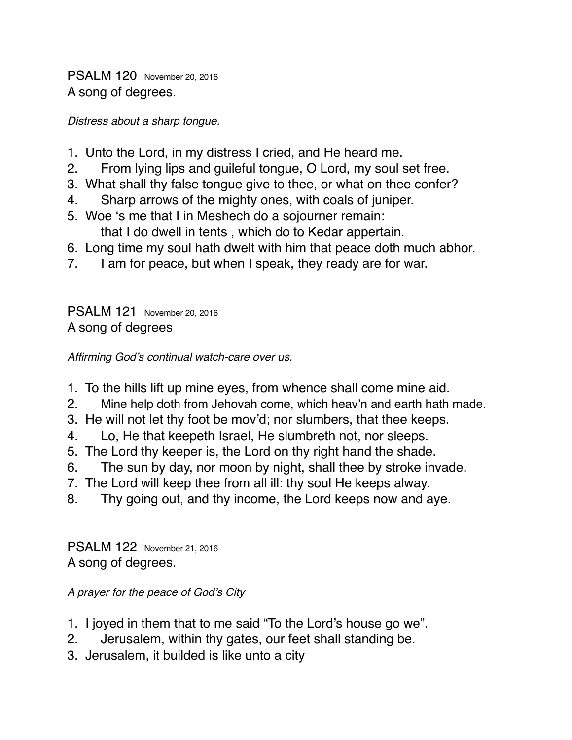## PSALM 120 November 20, 2016
A song of degrees.

*Distress about a sharp tongue.*

1. Unto the Lord, in my distress I cried, and He heard me.
2. From lying lips and guileful tongue, O Lord, my soul set free.
3. What shall thy false tongue give to thee, or what on thee confer?
4. Sharp arrows of the mighty ones, with coals of juniper.
5. Woe 's me that I in Meshech do a sojourner remain:
   that I do dwell in tents , which do to Kedar appertain.
6. Long time my soul hath dwelt with him that peace doth much abhor.
7. I am for peace, but when I speak, they ready are for war.

## PSALM 121 November 20, 2016
A song of degrees

*Affirming God's continual watch-care over us.*

1. To the hills lift up mine eyes, from whence shall come mine aid.
2. Mine help doth from Jehovah come, which heav'n and earth hath made.
3. He will not let thy foot be mov'd; nor slumbers, that thee keeps.
4. Lo, He that keepeth Israel, He slumbreth not, nor sleeps.
5. The Lord thy keeper is, the Lord on thy right hand the shade.
6. The sun by day, nor moon by night, shall thee by stroke invade.
7. The Lord will keep thee from all ill: thy soul He keeps alway.
8. Thy going out, and thy income, the Lord keeps now and aye.

## PSALM 122 November 21, 2016
A song of degrees.

*A prayer for the peace of God's City*

1. I joyed in them that to me said "To the Lord's house go we".
2. Jerusalem, within thy gates, our feet shall standing be.
3. Jerusalem, it builded is like unto a city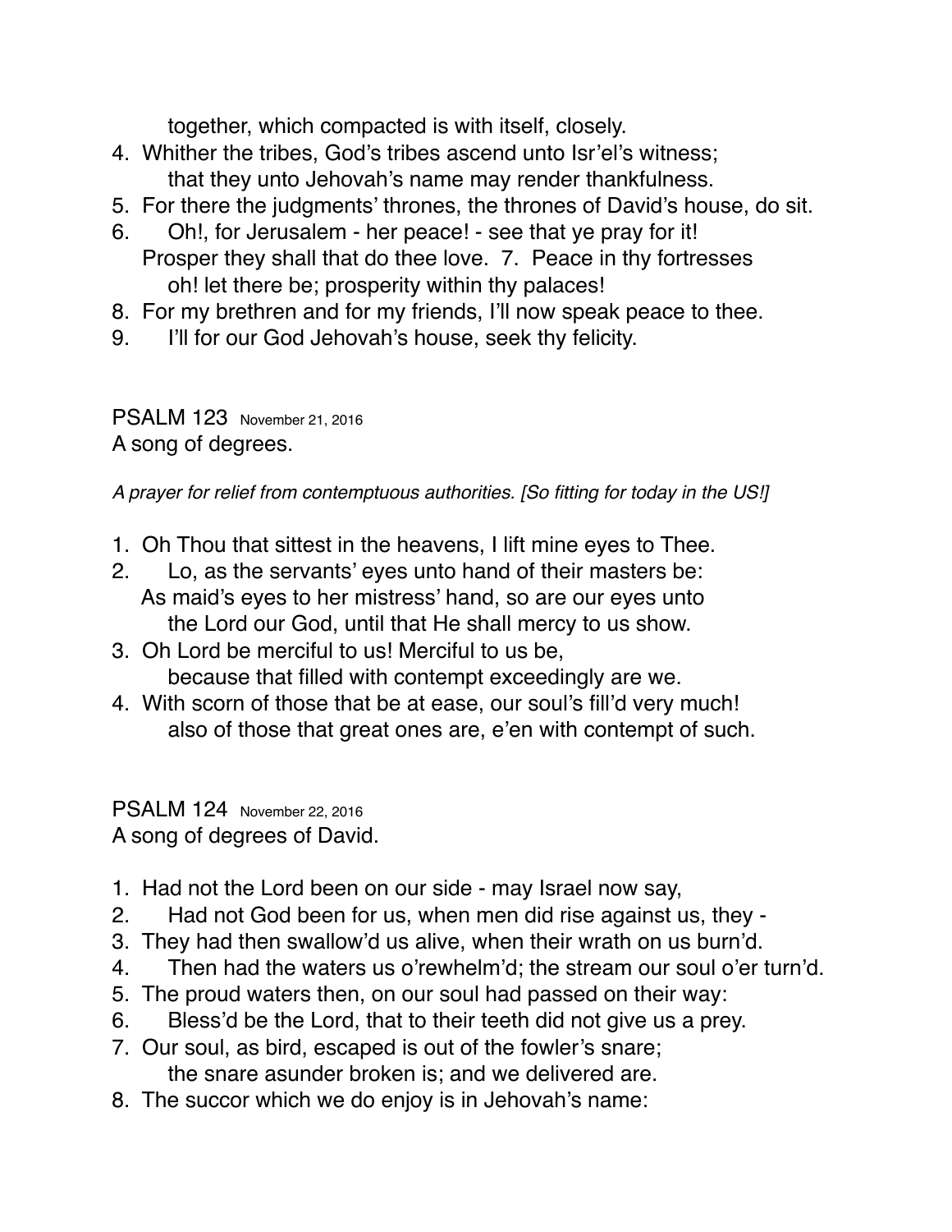together, which compacted is with itself, closely.

4. Whither the tribes, God's tribes ascend unto Isr'el's witness;
   that they unto Jehovah's name may render thankfulness.
5. For there the judgments' thrones, the thrones of David's house, do sit.
6. Oh!, for Jerusalem - her peace! - see that ye pray for it!
   Prosper they shall that do thee love. 7. Peace in thy fortresses
   oh! let there be; prosperity within thy palaces!
8. For my brethren and for my friends, I'll now speak peace to thee.
9. I'll for our God Jehovah's house, seek thy felicity.

PSALM 123 November 21, 2016

A song of degrees.

*A prayer for relief from contemptuous authorities. [So fitting for today in the US!]*

1. Oh Thou that sittest in the heavens, I lift mine eyes to Thee.
2. Lo, as the servants' eyes unto hand of their masters be:
   As maid's eyes to her mistress' hand, so are our eyes unto
   the Lord our God, until that He shall mercy to us show.
3. Oh Lord be merciful to us! Merciful to us be,
   because that filled with contempt exceedingly are we.
4. With scorn of those that be at ease, our soul's fill'd very much!
   also of those that great ones are, e'en with contempt of such.

PSALM 124 November 22, 2016

A song of degrees of David.

1. Had not the Lord been on our side - may Israel now say,
2. Had not God been for us, when men did rise against us, they -
3. They had then swallow'd us alive, when their wrath on us burn'd.
4. Then had the waters us o'rewhelm'd; the stream our soul o'er turn'd.
5. The proud waters then, on our soul had passed on their way:
6. Bless'd be the Lord, that to their teeth did not give us a prey.
7. Our soul, as bird, escaped is out of the fowler's snare;
   the snare asunder broken is; and we delivered are.
8. The succor which we do enjoy is in Jehovah's name: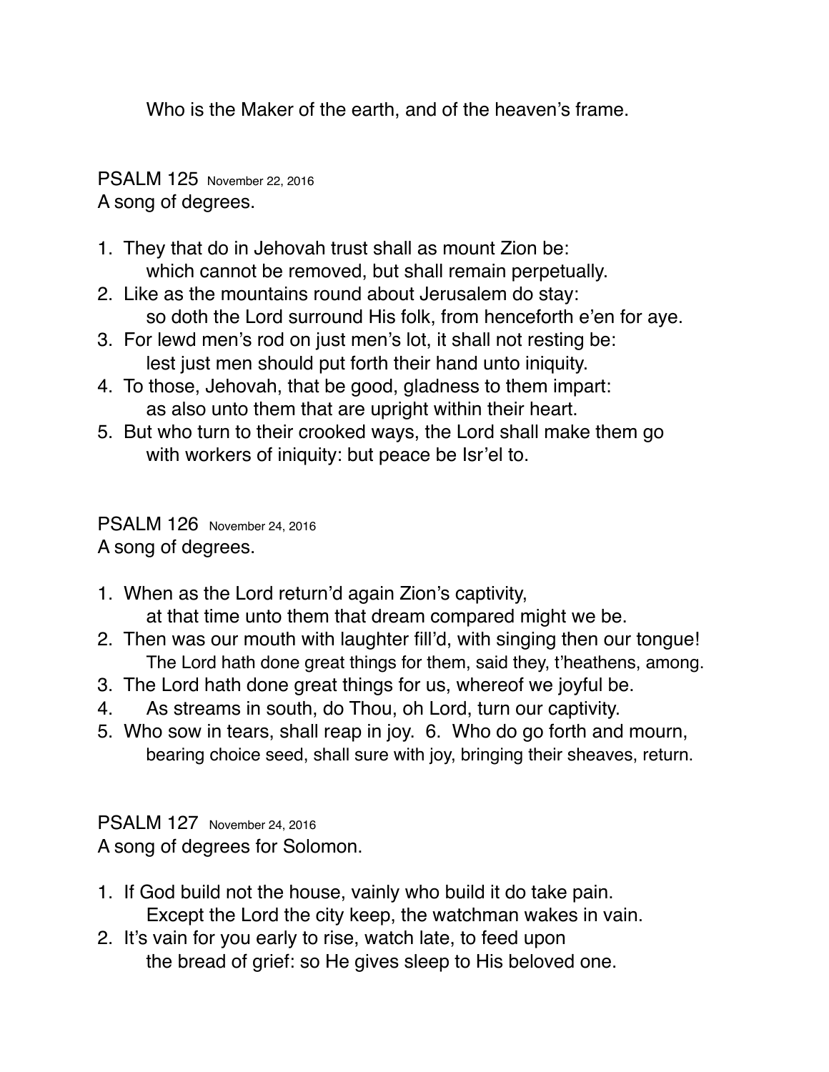Who is the Maker of the earth, and of the heaven's frame.

## PSALM 125 November 22, 2016

A song of degrees.

1. They that do in Jehovah trust shall as mount Zion be:
   which cannot be removed, but shall remain perpetually.
2. Like as the mountains round about Jerusalem do stay:
   so doth the Lord surround His folk, from henceforth e'en for aye.
3. For lewd men's rod on just men's lot, it shall not resting be:
   lest just men should put forth their hand unto iniquity.
4. To those, Jehovah, that be good, gladness to them impart:
   as also unto them that are upright within their heart.
5. But who turn to their crooked ways, the Lord shall make them go
   with workers of iniquity: but peace be Isr'el to.

## PSALM 126 November 24, 2016

A song of degrees.

1. When as the Lord return'd again Zion's captivity,
   at that time unto them that dream compared might we be.
2. Then was our mouth with laughter fill'd, with singing then our tongue!
   The Lord hath done great things for them, said they, t'heathens, among.
3. The Lord hath done great things for us, whereof we joyful be.
4. As streams in south, do Thou, oh Lord, turn our captivity.
5. Who sow in tears, shall reap in joy. 6. Who do go forth and mourn,
   bearing choice seed, shall sure with joy, bringing their sheaves, return.

## PSALM 127 November 24, 2016

A song of degrees for Solomon.

1. If God build not the house, vainly who build it do take pain.
   Except the Lord the city keep, the watchman wakes in vain.
2. It's vain for you early to rise, watch late, to feed upon
   the bread of grief: so He gives sleep to His beloved one.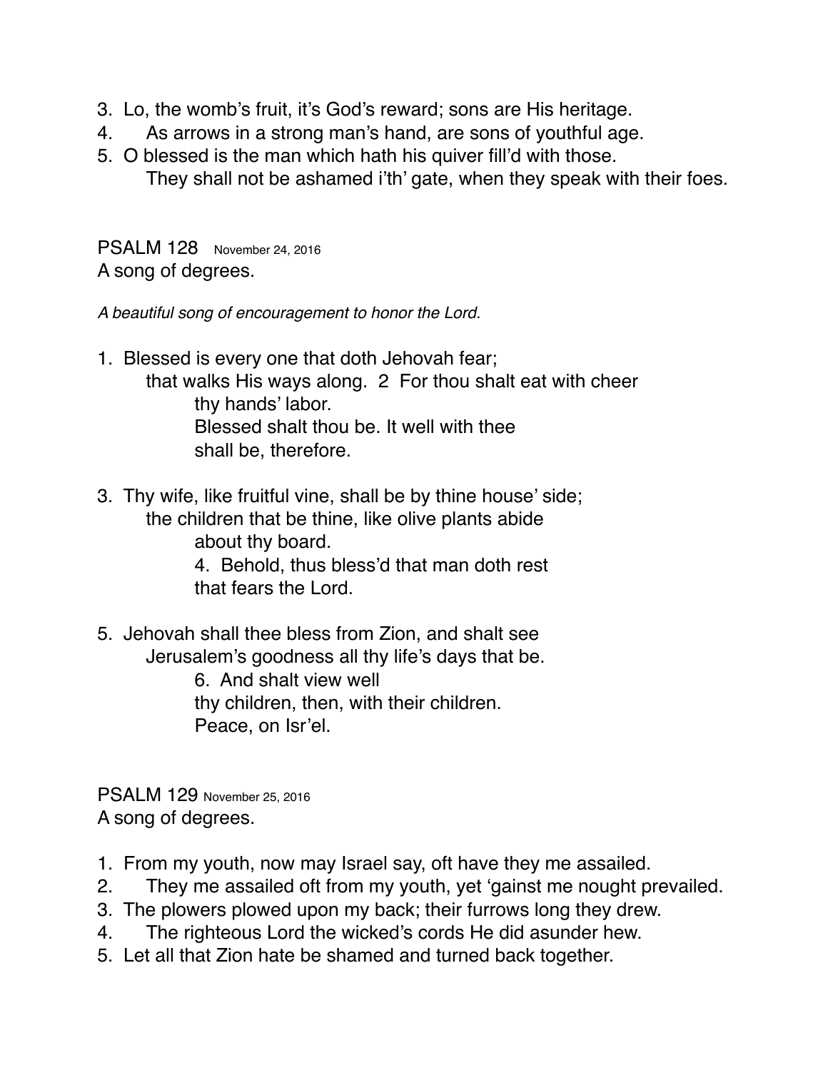3. Lo, the womb's fruit, it's God's reward; sons are His heritage.
4.   As arrows in a strong man's hand, are sons of youthful age.
5. O blessed is the man which hath his quiver fill'd with those.
   They shall not be ashamed i'th' gate, when they speak with their foes.

## PSALM 128 November 24, 2016

A song of degrees.

*A beautiful song of encouragement to honor the Lord.*

1. Blessed is every one that doth Jehovah fear;
   that walks His ways along. 2 For thou shalt eat with cheer
      thy hands' labor.
      Blessed shalt thou be. It well with thee
      shall be, therefore.

3. Thy wife, like fruitful vine, shall be by thine house' side;
   the children that be thine, like olive plants abide
      about thy board.
      4. Behold, thus bless'd that man doth rest
      that fears the Lord.

5. Jehovah shall thee bless from Zion, and shalt see
   Jerusalem's goodness all thy life's days that be.
      6. And shalt view well
      thy children, then, with their children.
      Peace, on Isr'el.

## PSALM 129 November 25, 2016

A song of degrees.

1. From my youth, now may Israel say, oft have they me assailed.
2.   They me assailed oft from my youth, yet 'gainst me nought prevailed.
3. The plowers plowed upon my back; their furrows long they drew.
4.   The righteous Lord the wicked's cords He did asunder hew.
5. Let all that Zion hate be shamed and turned back together.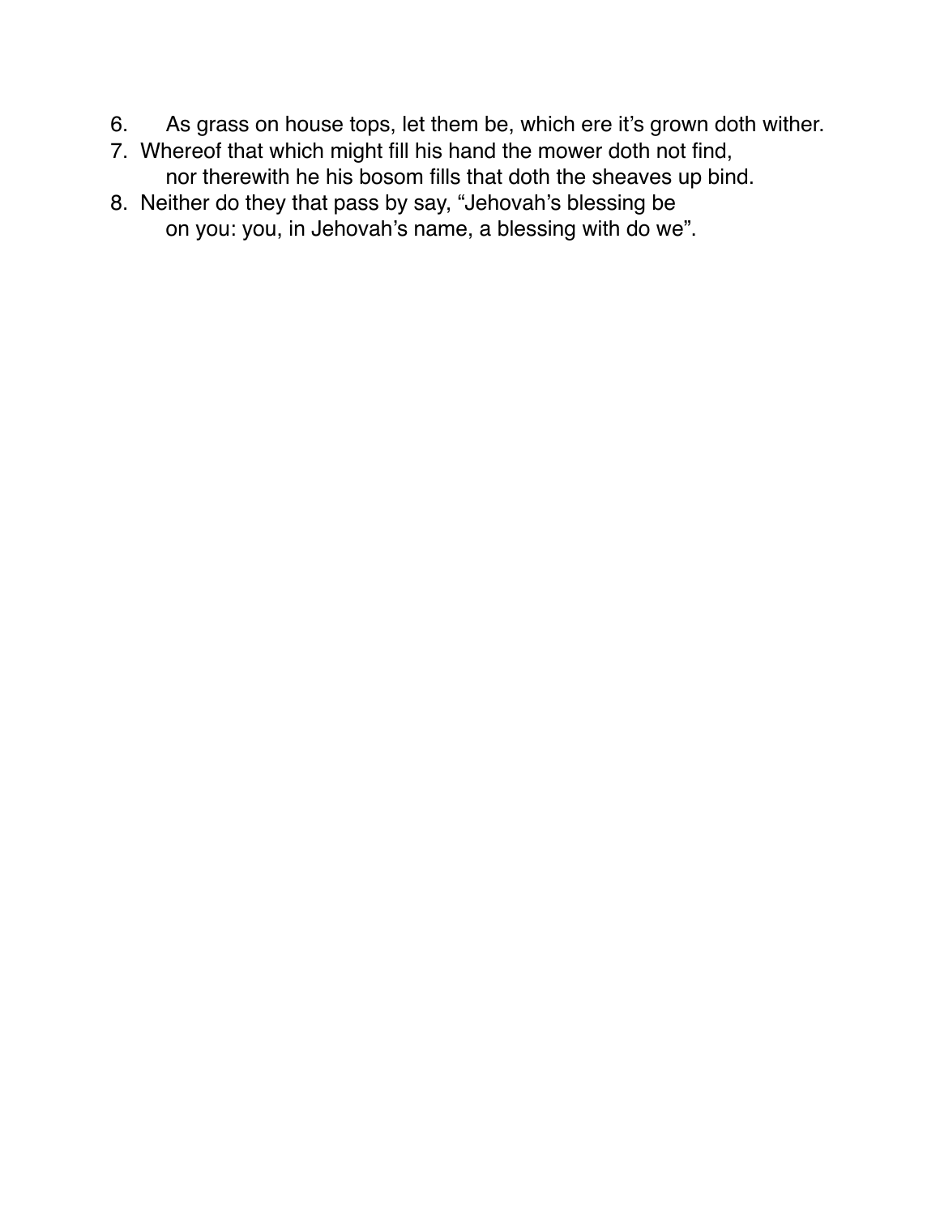6. As grass on house tops, let them be, which ere it's grown doth wither.
7. Whereof that which might fill his hand the mower doth not find,
   nor therewith he his bosom fills that doth the sheaves up bind.
8. Neither do they that pass by say, "Jehovah's blessing be
   on you: you, in Jehovah's name, a blessing with do we".